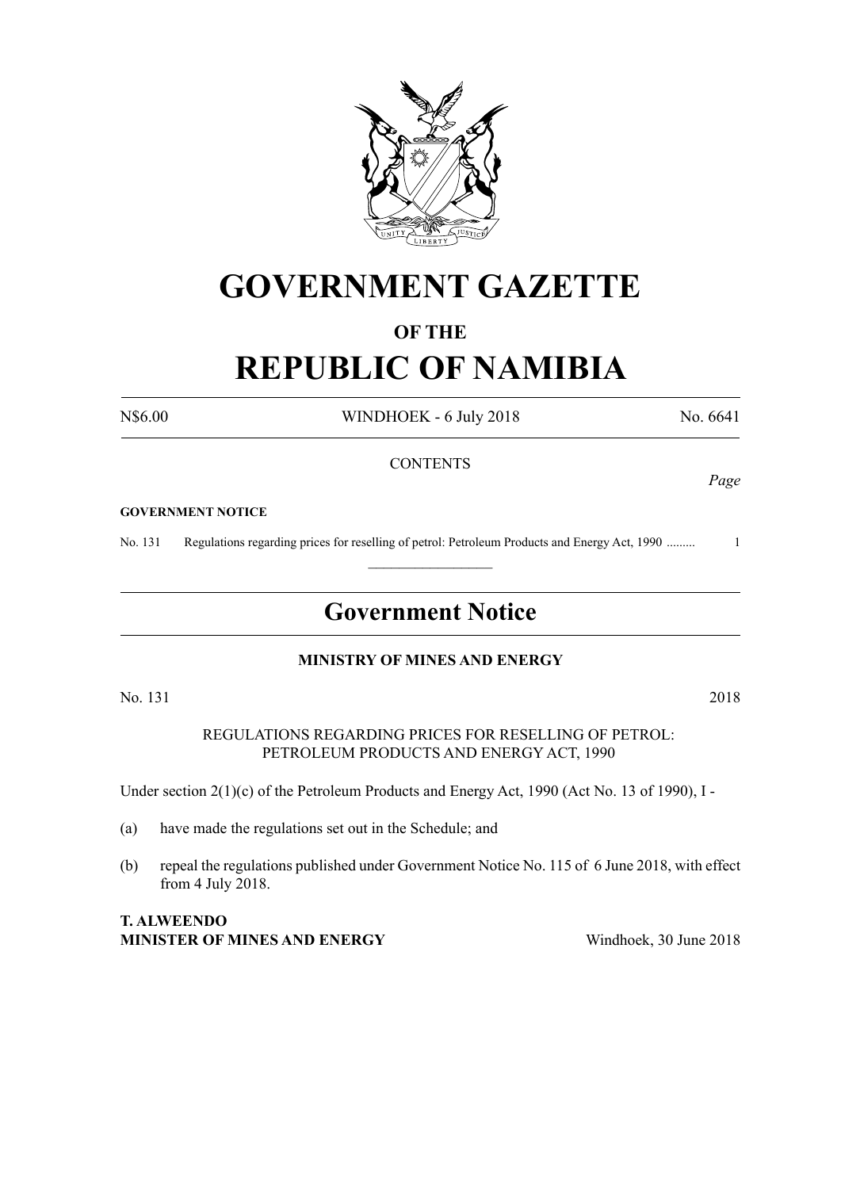# GOVERNMENT GAZETTE

## OF THE

# REPUBLIC OF NAMIBIA

N$6.00 WINDHOEK - 6 July 2018 No. 6641

CONTENTS

*Page*

**GOVERNMENT NOTICE**

No. 131 Regulations regarding prices for reselling of petrol: Petroleum Products and Energy Act, 1990 ......... 1

## Government Notice

**MINISTRY OF MINES AND ENERGY**

No. 131 2018

REGULATIONS REGARDING PRICES FOR RESELLING OF PETROL: PETROLEUM PRODUCTS AND ENERGY ACT, 1990

Under section 2(1)(c) of the Petroleum Products and Energy Act, 1990 (Act No. 13 of 1990), I -

(a) have made the regulations set out in the Schedule; and

(b) repeal the regulations published under Government Notice No. 115 of 6 June 2018, with effect from 4 July 2018.

**T. ALWEENDO**
**MINISTER OF MINES AND ENERGY** Windhoek, 30 June 2018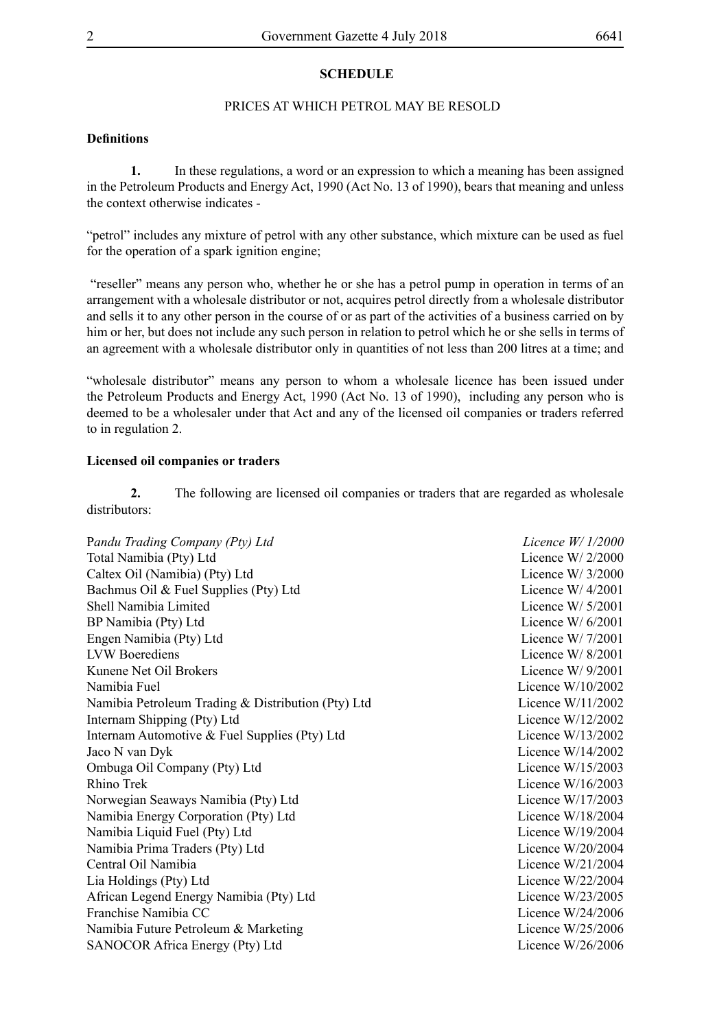**SCHEDULE**

PRICES AT WHICH PETROL MAY BE RESOLD

**Definitions**

**1.** In these regulations, a word or an expression to which a meaning has been assigned in the Petroleum Products and Energy Act, 1990 (Act No. 13 of 1990), bears that meaning and unless the context otherwise indicates -

"petrol" includes any mixture of petrol with any other substance, which mixture can be used as fuel for the operation of a spark ignition engine;

"reseller" means any person who, whether he or she has a petrol pump in operation in terms of an arrangement with a wholesale distributor or not, acquires petrol directly from a wholesale distributor and sells it to any other person in the course of or as part of the activities of a business carried on by him or her, but does not include any such person in relation to petrol which he or she sells in terms of an agreement with a wholesale distributor only in quantities of not less than 200 litres at a time; and

"wholesale distributor" means any person to whom a wholesale licence has been issued under the Petroleum Products and Energy Act, 1990 (Act No. 13 of 1990), including any person who is deemed to be a wholesaler under that Act and any of the licensed oil companies or traders referred to in regulation 2.

**Licensed oil companies or traders**

**2.** The following are licensed oil companies or traders that are regarded as wholesale distributors:

| | |
|---|---|
| P*andu Trading Company (Pty) Ltd* | *Licence W/ 1/2000* |
| Total Namibia (Pty) Ltd | Licence W/ 2/2000 |
| Caltex Oil (Namibia) (Pty) Ltd | Licence W/ 3/2000 |
| Bachmus Oil & Fuel Supplies (Pty) Ltd | Licence W/ 4/2001 |
| Shell Namibia Limited | Licence W/ 5/2001 |
| BP Namibia (Pty) Ltd | Licence W/ 6/2001 |
| Engen Namibia (Pty) Ltd | Licence W/ 7/2001 |
| LVW Boerediens | Licence W/ 8/2001 |
| Kunene Net Oil Brokers | Licence W/ 9/2001 |
| Namibia Fuel | Licence W/10/2002 |
| Namibia Petroleum Trading & Distribution (Pty) Ltd | Licence W/11/2002 |
| Internam Shipping (Pty) Ltd | Licence W/12/2002 |
| Internam Automotive & Fuel Supplies (Pty) Ltd | Licence W/13/2002 |
| Jaco N van Dyk | Licence W/14/2002 |
| Ombuga Oil Company (Pty) Ltd | Licence W/15/2003 |
| Rhino Trek | Licence W/16/2003 |
| Norwegian Seaways Namibia (Pty) Ltd | Licence W/17/2003 |
| Namibia Energy Corporation (Pty) Ltd | Licence W/18/2004 |
| Namibia Liquid Fuel (Pty) Ltd | Licence W/19/2004 |
| Namibia Prima Traders (Pty) Ltd | Licence W/20/2004 |
| Central Oil Namibia | Licence W/21/2004 |
| Lia Holdings (Pty) Ltd | Licence W/22/2004 |
| African Legend Energy Namibia (Pty) Ltd | Licence W/23/2005 |
| Franchise Namibia CC | Licence W/24/2006 |
| Namibia Future Petroleum & Marketing | Licence W/25/2006 |
| SANOCOR Africa Energy (Pty) Ltd | Licence W/26/2006 |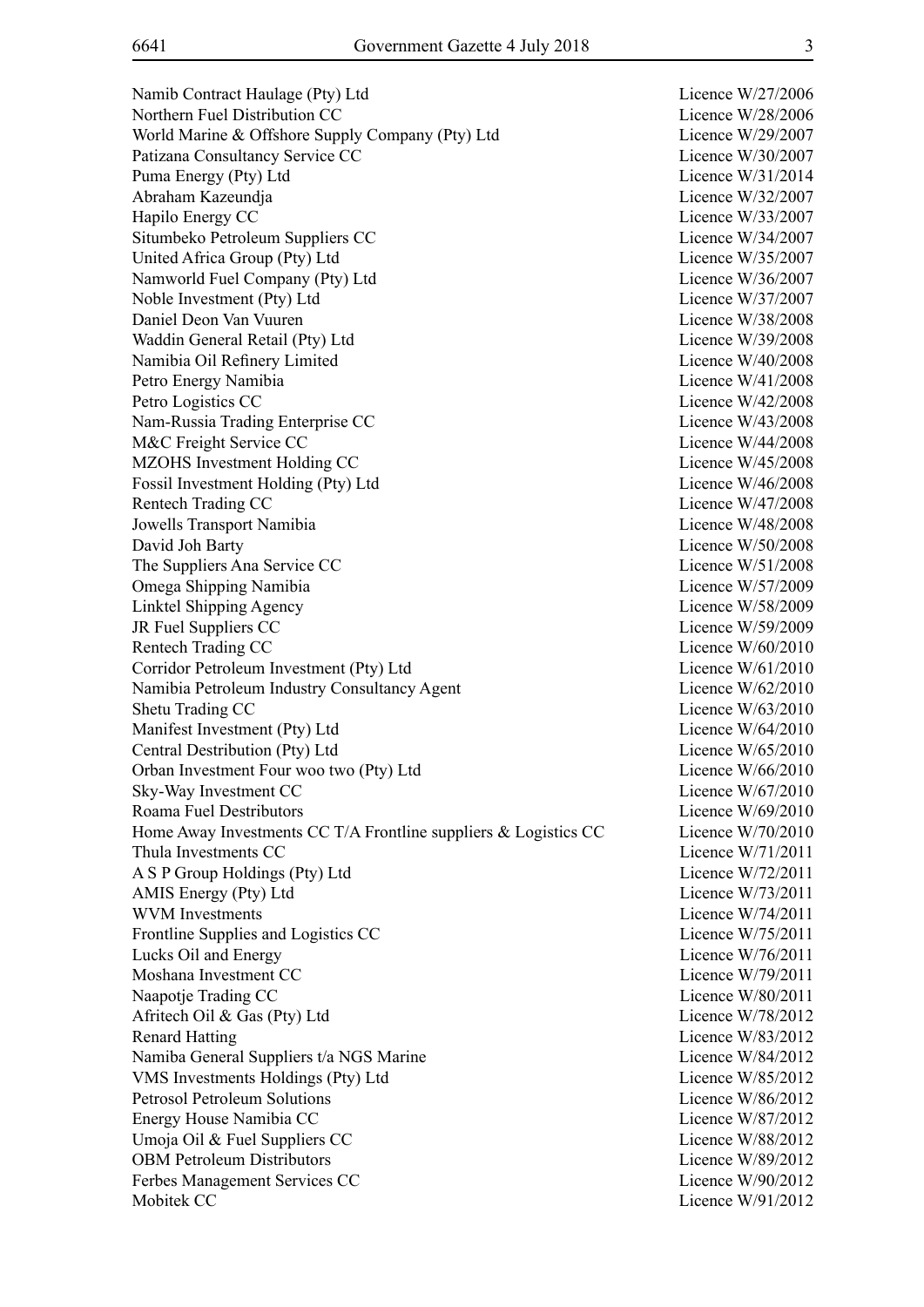| | |
|---|---|
| Namib Contract Haulage (Pty) Ltd | Licence W/27/2006 |
| Northern Fuel Distribution CC | Licence W/28/2006 |
| World Marine & Offshore Supply Company (Pty) Ltd | Licence W/29/2007 |
| Patizana Consultancy Service CC | Licence W/30/2007 |
| Puma Energy (Pty) Ltd | Licence W/31/2014 |
| Abraham Kazeundja | Licence W/32/2007 |
| Hapilo Energy CC | Licence W/33/2007 |
| Situmbeko Petroleum Suppliers CC | Licence W/34/2007 |
| United Africa Group (Pty) Ltd | Licence W/35/2007 |
| Namworld Fuel Company (Pty) Ltd | Licence W/36/2007 |
| Noble Investment (Pty) Ltd | Licence W/37/2007 |
| Daniel Deon Van Vuuren | Licence W/38/2008 |
| Waddin General Retail (Pty) Ltd | Licence W/39/2008 |
| Namibia Oil Refinery Limited | Licence W/40/2008 |
| Petro Energy Namibia | Licence W/41/2008 |
| Petro Logistics CC | Licence W/42/2008 |
| Nam-Russia Trading Enterprise CC | Licence W/43/2008 |
| M&C Freight Service CC | Licence W/44/2008 |
| MZOHS Investment Holding CC | Licence W/45/2008 |
| Fossil Investment Holding (Pty) Ltd | Licence W/46/2008 |
| Rentech Trading CC | Licence W/47/2008 |
| Jowells Transport Namibia | Licence W/48/2008 |
| David Joh Barty | Licence W/50/2008 |
| The Suppliers Ana Service CC | Licence W/51/2008 |
| Omega Shipping Namibia | Licence W/57/2009 |
| Linktel Shipping Agency | Licence W/58/2009 |
| JR Fuel Suppliers CC | Licence W/59/2009 |
| Rentech Trading CC | Licence W/60/2010 |
| Corridor Petroleum Investment (Pty) Ltd | Licence W/61/2010 |
| Namibia Petroleum Industry Consultancy Agent | Licence W/62/2010 |
| Shetu Trading CC | Licence W/63/2010 |
| Manifest Investment (Pty) Ltd | Licence W/64/2010 |
| Central Destribution (Pty) Ltd | Licence W/65/2010 |
| Orban Investment Four woo two (Pty) Ltd | Licence W/66/2010 |
| Sky-Way Investment CC | Licence W/67/2010 |
| Roama Fuel Destributors | Licence W/69/2010 |
| Home Away Investments CC T/A Frontline suppliers & Logistics CC | Licence W/70/2010 |
| Thula Investments CC | Licence W/71/2011 |
| A S P Group Holdings (Pty) Ltd | Licence W/72/2011 |
| AMIS Energy (Pty) Ltd | Licence W/73/2011 |
| WVM Investments | Licence W/74/2011 |
| Frontline Supplies and Logistics CC | Licence W/75/2011 |
| Lucks Oil and Energy | Licence W/76/2011 |
| Moshana Investment CC | Licence W/79/2011 |
| Naapotje Trading CC | Licence W/80/2011 |
| Afritech Oil & Gas (Pty) Ltd | Licence W/78/2012 |
| Renard Hatting | Licence W/83/2012 |
| Namiba General Suppliers t/a NGS Marine | Licence W/84/2012 |
| VMS Investments Holdings (Pty) Ltd | Licence W/85/2012 |
| Petrosol Petroleum Solutions | Licence W/86/2012 |
| Energy House Namibia CC | Licence W/87/2012 |
| Umoja Oil & Fuel Suppliers CC | Licence W/88/2012 |
| OBM Petroleum Distributors | Licence W/89/2012 |
| Ferbes Management Services CC | Licence W/90/2012 |
| Mobitek CC | Licence W/91/2012 |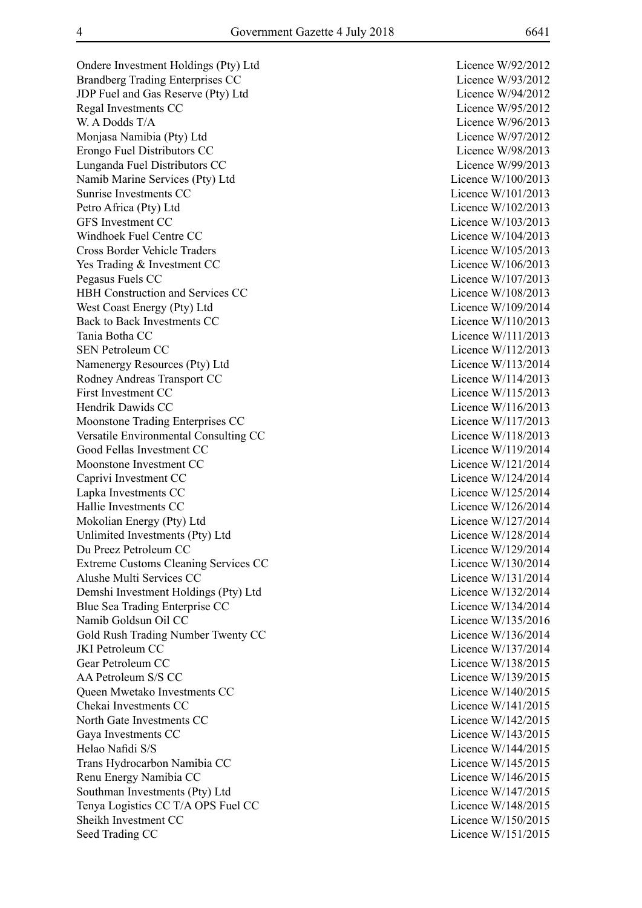| | |
|---|---|
| Ondere Investment Holdings (Pty) Ltd | Licence W/92/2012 |
| Brandberg Trading Enterprises CC | Licence W/93/2012 |
| JDP Fuel and Gas Reserve (Pty) Ltd | Licence W/94/2012 |
| Regal Investments CC | Licence W/95/2012 |
| W. A Dodds T/A | Licence W/96/2013 |
| Monjasa Namibia (Pty) Ltd | Licence W/97/2012 |
| Erongo Fuel Distributors CC | Licence W/98/2013 |
| Lunganda Fuel Distributors CC | Licence W/99/2013 |
| Namib Marine Services (Pty) Ltd | Licence W/100/2013 |
| Sunrise Investments CC | Licence W/101/2013 |
| Petro Africa (Pty) Ltd | Licence W/102/2013 |
| GFS Investment CC | Licence W/103/2013 |
| Windhoek Fuel Centre CC | Licence W/104/2013 |
| Cross Border Vehicle Traders | Licence W/105/2013 |
| Yes Trading & Investment CC | Licence W/106/2013 |
| Pegasus Fuels CC | Licence W/107/2013 |
| HBH Construction and Services CC | Licence W/108/2013 |
| West Coast Energy (Pty) Ltd | Licence W/109/2014 |
| Back to Back Investments CC | Licence W/110/2013 |
| Tania Botha CC | Licence W/111/2013 |
| SEN Petroleum CC | Licence W/112/2013 |
| Namenergy Resources (Pty) Ltd | Licence W/113/2014 |
| Rodney Andreas Transport CC | Licence W/114/2013 |
| First Investment CC | Licence W/115/2013 |
| Hendrik Dawids CC | Licence W/116/2013 |
| Moonstone Trading Enterprises CC | Licence W/117/2013 |
| Versatile Environmental Consulting CC | Licence W/118/2013 |
| Good Fellas Investment CC | Licence W/119/2014 |
| Moonstone Investment CC | Licence W/121/2014 |
| Caprivi Investment CC | Licence W/124/2014 |
| Lapka Investments CC | Licence W/125/2014 |
| Hallie Investments CC | Licence W/126/2014 |
| Mokolian Energy (Pty) Ltd | Licence W/127/2014 |
| Unlimited Investments (Pty) Ltd | Licence W/128/2014 |
| Du Preez Petroleum CC | Licence W/129/2014 |
| Extreme Customs Cleaning Services CC | Licence W/130/2014 |
| Alushe Multi Services CC | Licence W/131/2014 |
| Demshi Investment Holdings (Pty) Ltd | Licence W/132/2014 |
| Blue Sea Trading Enterprise CC | Licence W/134/2014 |
| Namib Goldsun Oil CC | Licence W/135/2016 |
| Gold Rush Trading Number Twenty CC | Licence W/136/2014 |
| JKI Petroleum CC | Licence W/137/2014 |
| Gear Petroleum CC | Licence W/138/2015 |
| AA Petroleum S/S CC | Licence W/139/2015 |
| Queen Mwetako Investments CC | Licence W/140/2015 |
| Chekai Investments CC | Licence W/141/2015 |
| North Gate Investments CC | Licence W/142/2015 |
| Gaya Investments CC | Licence W/143/2015 |
| Helao Nafidi S/S | Licence W/144/2015 |
| Trans Hydrocarbon Namibia CC | Licence W/145/2015 |
| Renu Energy Namibia CC | Licence W/146/2015 |
| Southman Investments (Pty) Ltd | Licence W/147/2015 |
| Tenya Logistics CC T/A OPS Fuel CC | Licence W/148/2015 |
| Sheikh Investment CC | Licence W/150/2015 |
| Seed Trading CC | Licence W/151/2015 |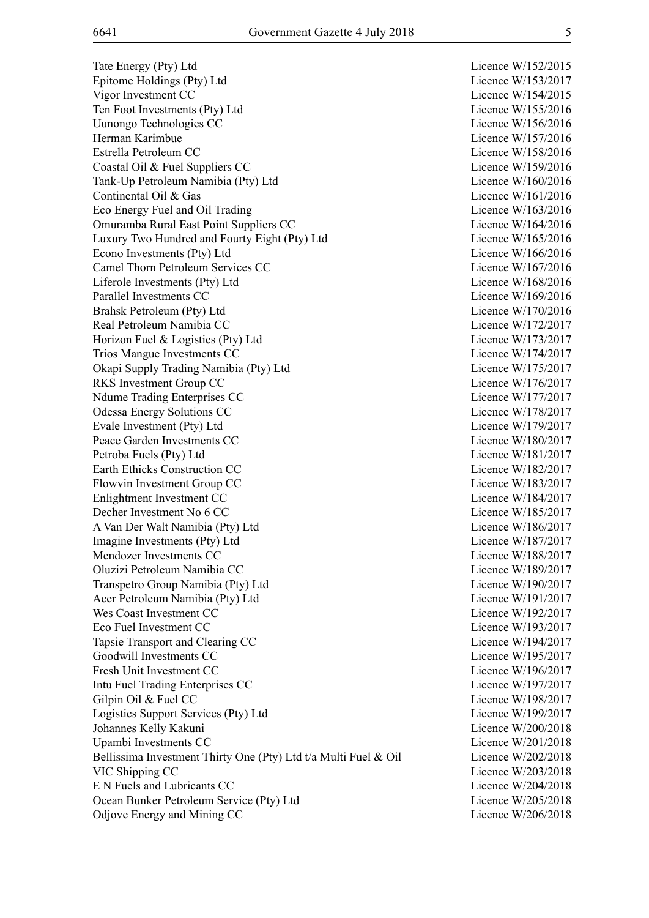| | |
|---|---|
| Tate Energy (Pty) Ltd | Licence W/152/2015 |
| Epitome Holdings (Pty) Ltd | Licence W/153/2017 |
| Vigor Investment CC | Licence W/154/2015 |
| Ten Foot Investments (Pty) Ltd | Licence W/155/2016 |
| Uunongo Technologies CC | Licence W/156/2016 |
| Herman Karimbue | Licence W/157/2016 |
| Estrella Petroleum CC | Licence W/158/2016 |
| Coastal Oil & Fuel Suppliers CC | Licence W/159/2016 |
| Tank-Up Petroleum Namibia (Pty) Ltd | Licence W/160/2016 |
| Continental Oil & Gas | Licence W/161/2016 |
| Eco Energy Fuel and Oil Trading | Licence W/163/2016 |
| Omuramba Rural East Point Suppliers CC | Licence W/164/2016 |
| Luxury Two Hundred and Fourty Eight (Pty) Ltd | Licence W/165/2016 |
| Econo Investments (Pty) Ltd | Licence W/166/2016 |
| Camel Thorn Petroleum Services CC | Licence W/167/2016 |
| Liferole Investments (Pty) Ltd | Licence W/168/2016 |
| Parallel Investments CC | Licence W/169/2016 |
| Brahsk Petroleum (Pty) Ltd | Licence W/170/2016 |
| Real Petroleum Namibia CC | Licence W/172/2017 |
| Horizon Fuel & Logistics (Pty) Ltd | Licence W/173/2017 |
| Trios Mangue Investments CC | Licence W/174/2017 |
| Okapi Supply Trading Namibia (Pty) Ltd | Licence W/175/2017 |
| RKS Investment Group CC | Licence W/176/2017 |
| Ndume Trading Enterprises CC | Licence W/177/2017 |
| Odessa Energy Solutions CC | Licence W/178/2017 |
| Evale Investment (Pty) Ltd | Licence W/179/2017 |
| Peace Garden Investments CC | Licence W/180/2017 |
| Petroba Fuels (Pty) Ltd | Licence W/181/2017 |
| Earth Ethicks Construction CC | Licence W/182/2017 |
| Flowvin Investment Group CC | Licence W/183/2017 |
| Enlightment Investment CC | Licence W/184/2017 |
| Decher Investment No 6 CC | Licence W/185/2017 |
| A Van Der Walt Namibia (Pty) Ltd | Licence W/186/2017 |
| Imagine Investments (Pty) Ltd | Licence W/187/2017 |
| Mendozer Investments CC | Licence W/188/2017 |
| Oluzizi Petroleum Namibia CC | Licence W/189/2017 |
| Transpetro Group Namibia (Pty) Ltd | Licence W/190/2017 |
| Acer Petroleum Namibia (Pty) Ltd | Licence W/191/2017 |
| Wes Coast Investment CC | Licence W/192/2017 |
| Eco Fuel Investment CC | Licence W/193/2017 |
| Tapsie Transport and Clearing CC | Licence W/194/2017 |
| Goodwill Investments CC | Licence W/195/2017 |
| Fresh Unit Investment CC | Licence W/196/2017 |
| Intu Fuel Trading Enterprises CC | Licence W/197/2017 |
| Gilpin Oil & Fuel CC | Licence W/198/2017 |
| Logistics Support Services (Pty) Ltd | Licence W/199/2017 |
| Johannes Kelly Kakuni | Licence W/200/2018 |
| Upambi Investments CC | Licence W/201/2018 |
| Bellissima Investment Thirty One (Pty) Ltd t/a Multi Fuel & Oil | Licence W/202/2018 |
| VIC Shipping CC | Licence W/203/2018 |
| E N Fuels and Lubricants CC | Licence W/204/2018 |
| Ocean Bunker Petroleum Service (Pty) Ltd | Licence W/205/2018 |
| Odjove Energy and Mining CC | Licence W/206/2018 |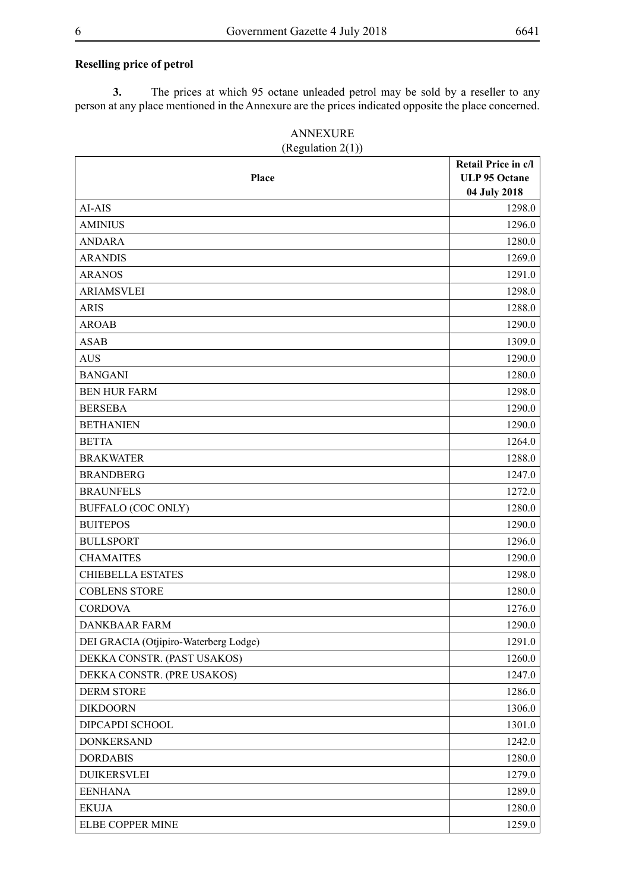**Reselling price of petrol**

**3.** The prices at which 95 octane unleaded petrol may be sold by a reseller to any person at any place mentioned in the Annexure are the prices indicated opposite the place concerned.

ANNEXURE
(Regulation 2(1))

| Place | Retail Price in c/l ULP 95 Octane 04 July 2018 |
|---|---|
| AI-AIS | 1298.0 |
| AMINIUS | 1296.0 |
| ANDARA | 1280.0 |
| ARANDIS | 1269.0 |
| ARANOS | 1291.0 |
| ARIAMSVLEI | 1298.0 |
| ARIS | 1288.0 |
| AROAB | 1290.0 |
| ASAB | 1309.0 |
| AUS | 1290.0 |
| BANGANI | 1280.0 |
| BEN HUR FARM | 1298.0 |
| BERSEBA | 1290.0 |
| BETHANIEN | 1290.0 |
| BETTA | 1264.0 |
| BRAKWATER | 1288.0 |
| BRANDBERG | 1247.0 |
| BRAUNFELS | 1272.0 |
| BUFFALO (COC ONLY) | 1280.0 |
| BUITEPOS | 1290.0 |
| BULLSPORT | 1296.0 |
| CHAMAITES | 1290.0 |
| CHIEBELLA ESTATES | 1298.0 |
| COBLENS STORE | 1280.0 |
| CORDOVA | 1276.0 |
| DANKBAAR FARM | 1290.0 |
| DEI GRACIA (Otjipiro-Waterberg Lodge) | 1291.0 |
| DEKKA CONSTR. (PAST USAKOS) | 1260.0 |
| DEKKA CONSTR. (PRE USAKOS) | 1247.0 |
| DERM STORE | 1286.0 |
| DIKDOORN | 1306.0 |
| DIPCAPDI SCHOOL | 1301.0 |
| DONKERSAND | 1242.0 |
| DORDABIS | 1280.0 |
| DUIKERSVLEI | 1279.0 |
| EENHANA | 1289.0 |
| EKUJA | 1280.0 |
| ELBE COPPER MINE | 1259.0 |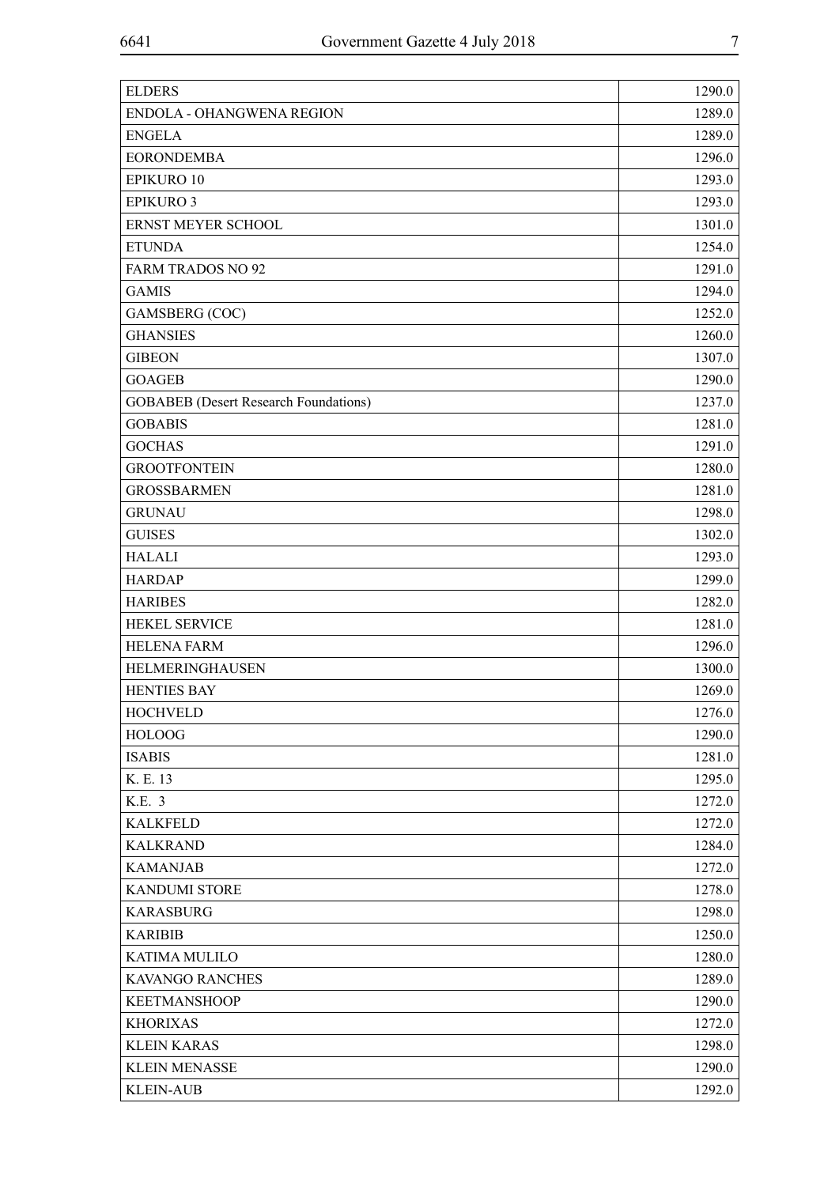| | |
|---|---|
| ELDERS | 1290.0 |
| ENDOLA - OHANGWENA REGION | 1289.0 |
| ENGELA | 1289.0 |
| EORONDEMBA | 1296.0 |
| EPIKURO 10 | 1293.0 |
| EPIKURO 3 | 1293.0 |
| ERNST MEYER SCHOOL | 1301.0 |
| ETUNDA | 1254.0 |
| FARM TRADOS NO 92 | 1291.0 |
| GAMIS | 1294.0 |
| GAMSBERG (COC) | 1252.0 |
| GHANSIES | 1260.0 |
| GIBEON | 1307.0 |
| GOAGEB | 1290.0 |
| GOBABEB (Desert Research Foundations) | 1237.0 |
| GOBABIS | 1281.0 |
| GOCHAS | 1291.0 |
| GROOTFONTEIN | 1280.0 |
| GROSSBARMEN | 1281.0 |
| GRUNAU | 1298.0 |
| GUISES | 1302.0 |
| HALALI | 1293.0 |
| HARDAP | 1299.0 |
| HARIBES | 1282.0 |
| HEKEL SERVICE | 1281.0 |
| HELENA FARM | 1296.0 |
| HELMERINGHAUSEN | 1300.0 |
| HENTIES BAY | 1269.0 |
| HOCHVELD | 1276.0 |
| HOLOOG | 1290.0 |
| ISABIS | 1281.0 |
| K. E. 13 | 1295.0 |
| K.E. 3 | 1272.0 |
| KALKFELD | 1272.0 |
| KALKRAND | 1284.0 |
| KAMANJAB | 1272.0 |
| KANDUMI STORE | 1278.0 |
| KARASBURG | 1298.0 |
| KARIBIB | 1250.0 |
| KATIMA MULILO | 1280.0 |
| KAVANGO RANCHES | 1289.0 |
| KEETMANSHOOP | 1290.0 |
| KHORIXAS | 1272.0 |
| KLEIN KARAS | 1298.0 |
| KLEIN MENASSE | 1290.0 |
| KLEIN-AUB | 1292.0 |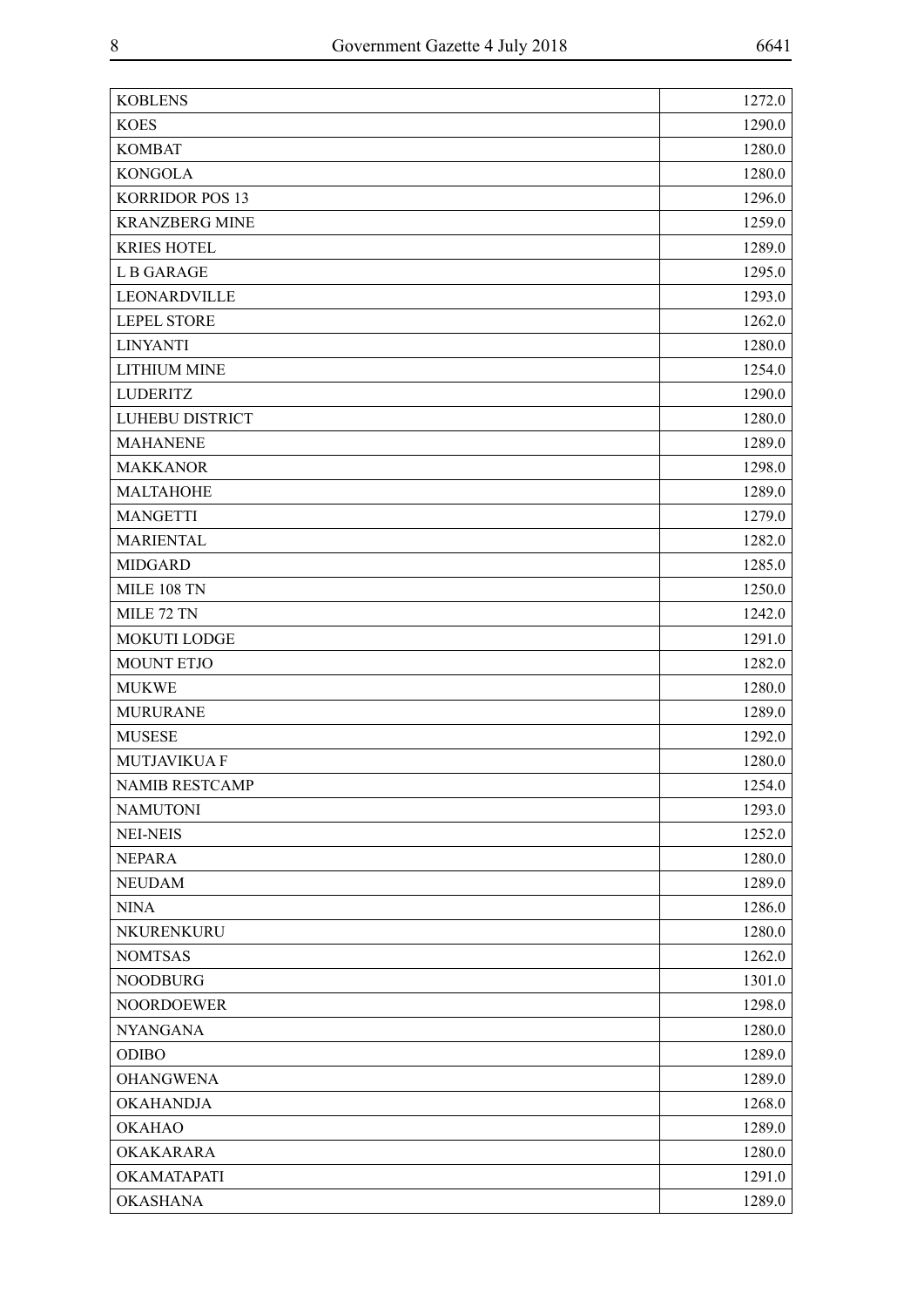| | |
|---|---|
| KOBLENS | 1272.0 |
| KOES | 1290.0 |
| KOMBAT | 1280.0 |
| KONGOLA | 1280.0 |
| KORRIDOR POS 13 | 1296.0 |
| KRANZBERG MINE | 1259.0 |
| KRIES HOTEL | 1289.0 |
| L B GARAGE | 1295.0 |
| LEONARDVILLE | 1293.0 |
| LEPEL STORE | 1262.0 |
| LINYANTI | 1280.0 |
| LITHIUM MINE | 1254.0 |
| LUDERITZ | 1290.0 |
| LUHEBU DISTRICT | 1280.0 |
| MAHANENE | 1289.0 |
| MAKKANOR | 1298.0 |
| MALTAHOHE | 1289.0 |
| MANGETTI | 1279.0 |
| MARIENTAL | 1282.0 |
| MIDGARD | 1285.0 |
| MILE 108 TN | 1250.0 |
| MILE 72 TN | 1242.0 |
| MOKUTI LODGE | 1291.0 |
| MOUNT ETJO | 1282.0 |
| MUKWE | 1280.0 |
| MURURANE | 1289.0 |
| MUSESE | 1292.0 |
| MUTJAVIKUA F | 1280.0 |
| NAMIB RESTCAMP | 1254.0 |
| NAMUTONI | 1293.0 |
| NEI-NEIS | 1252.0 |
| NEPARA | 1280.0 |
| NEUDAM | 1289.0 |
| NINA | 1286.0 |
| NKURENKURU | 1280.0 |
| NOMTSAS | 1262.0 |
| NOODBURG | 1301.0 |
| NOORDOEWER | 1298.0 |
| NYANGANA | 1280.0 |
| ODIBO | 1289.0 |
| OHANGWENA | 1289.0 |
| OKAHANDJA | 1268.0 |
| OKAHAO | 1289.0 |
| OKAKARARA | 1280.0 |
| OKAMATAPATI | 1291.0 |
| OKASHANA | 1289.0 |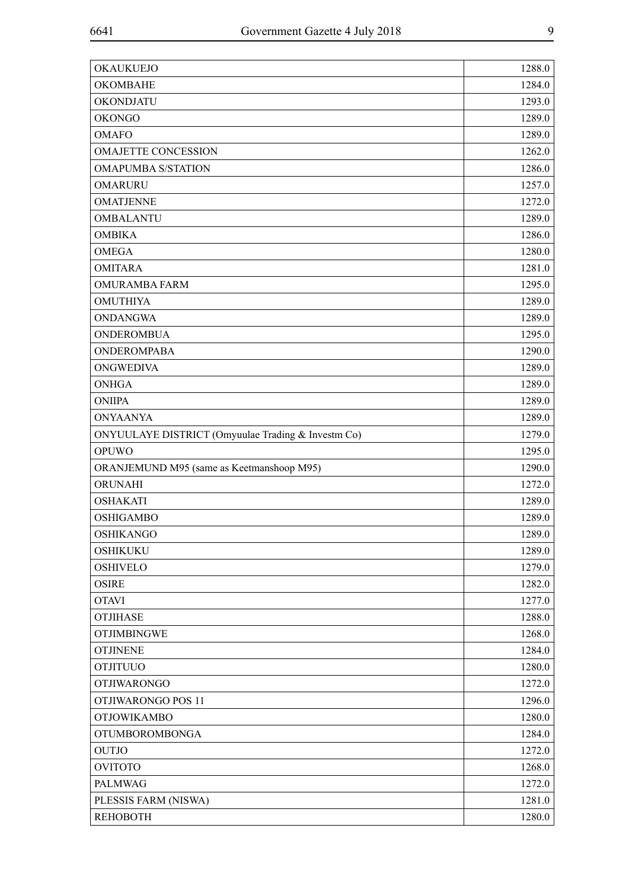| | |
|---|---|
| OKAUKUEJO | 1288.0 |
| OKOMBAHE | 1284.0 |
| OKONDJATU | 1293.0 |
| OKONGO | 1289.0 |
| OMAFO | 1289.0 |
| OMAJETTE CONCESSION | 1262.0 |
| OMAPUMBA S/STATION | 1286.0 |
| OMARURU | 1257.0 |
| OMATJENNE | 1272.0 |
| OMBALANTU | 1289.0 |
| OMBIKA | 1286.0 |
| OMEGA | 1280.0 |
| OMITARA | 1281.0 |
| OMURAMBA FARM | 1295.0 |
| OMUTHIYA | 1289.0 |
| ONDANGWA | 1289.0 |
| ONDEROMBUA | 1295.0 |
| ONDEROMPABA | 1290.0 |
| ONGWEDIVA | 1289.0 |
| ONHGA | 1289.0 |
| ONIIPA | 1289.0 |
| ONYAANYA | 1289.0 |
| ONYUULAYE DISTRICT (Omyuulae Trading & Investm Co) | 1279.0 |
| OPUWO | 1295.0 |
| ORANJEMUND M95 (same as Keetmanshoop M95) | 1290.0 |
| ORUNAHI | 1272.0 |
| OSHAKATI | 1289.0 |
| OSHIGAMBO | 1289.0 |
| OSHIKANGO | 1289.0 |
| OSHIKUKU | 1289.0 |
| OSHIVELO | 1279.0 |
| OSIRE | 1282.0 |
| OTAVI | 1277.0 |
| OTJIHASE | 1288.0 |
| OTJIMBINGWE | 1268.0 |
| OTJINENE | 1284.0 |
| OTJITUUO | 1280.0 |
| OTJIWARONGO | 1272.0 |
| OTJIWARONGO POS 11 | 1296.0 |
| OTJOWIKAMBO | 1280.0 |
| OTUMBOROMBONGA | 1284.0 |
| OUTJO | 1272.0 |
| OVITOTO | 1268.0 |
| PALMWAG | 1272.0 |
| PLESSIS FARM (NISWA) | 1281.0 |
| REHOBOTH | 1280.0 |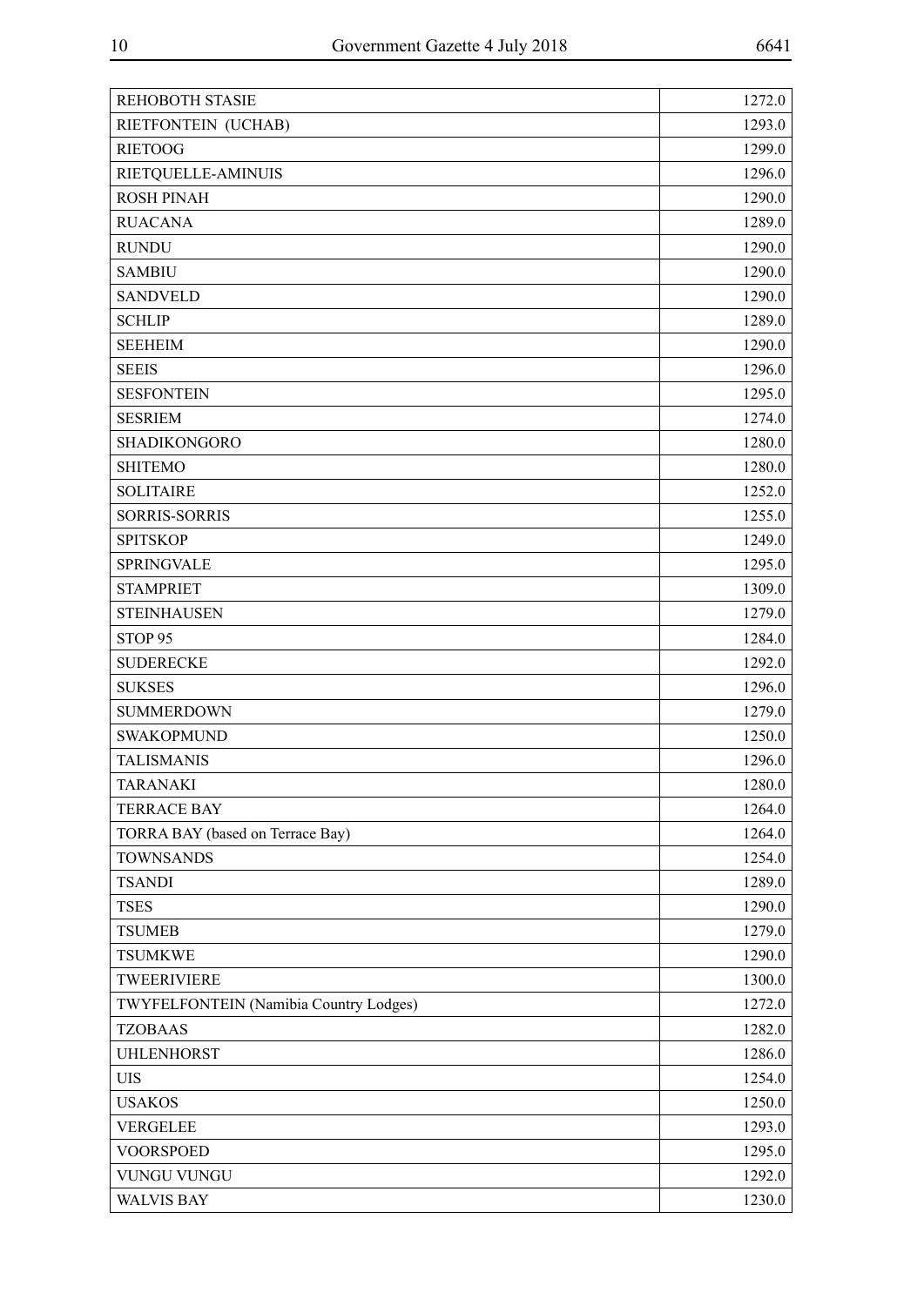| | |
|---|---|
| REHOBOTH STASIE | 1272.0 |
| RIETFONTEIN (UCHAB) | 1293.0 |
| RIETOOG | 1299.0 |
| RIETQUELLE-AMINUIS | 1296.0 |
| ROSH PINAH | 1290.0 |
| RUACANA | 1289.0 |
| RUNDU | 1290.0 |
| SAMBIU | 1290.0 |
| SANDVELD | 1290.0 |
| SCHLIP | 1289.0 |
| SEEHEIM | 1290.0 |
| SEEIS | 1296.0 |
| SESFONTEIN | 1295.0 |
| SESRIEM | 1274.0 |
| SHADIKONGORO | 1280.0 |
| SHITEMO | 1280.0 |
| SOLITAIRE | 1252.0 |
| SORRIS-SORRIS | 1255.0 |
| SPITSKOP | 1249.0 |
| SPRINGVALE | 1295.0 |
| STAMPRIET | 1309.0 |
| STEINHAUSEN | 1279.0 |
| STOP 95 | 1284.0 |
| SUDERECKE | 1292.0 |
| SUKSES | 1296.0 |
| SUMMERDOWN | 1279.0 |
| SWAKOPMUND | 1250.0 |
| TALISMANIS | 1296.0 |
| TARANAKI | 1280.0 |
| TERRACE BAY | 1264.0 |
| TORRA BAY (based on Terrace Bay) | 1264.0 |
| TOWNSANDS | 1254.0 |
| TSANDI | 1289.0 |
| TSES | 1290.0 |
| TSUMEB | 1279.0 |
| TSUMKWE | 1290.0 |
| TWEERIVIERE | 1300.0 |
| TWYFELFONTEIN (Namibia Country Lodges) | 1272.0 |
| TZOBAAS | 1282.0 |
| UHLENHORST | 1286.0 |
| UIS | 1254.0 |
| USAKOS | 1250.0 |
| VERGELEE | 1293.0 |
| VOORSPOED | 1295.0 |
| VUNGU VUNGU | 1292.0 |
| WALVIS BAY | 1230.0 |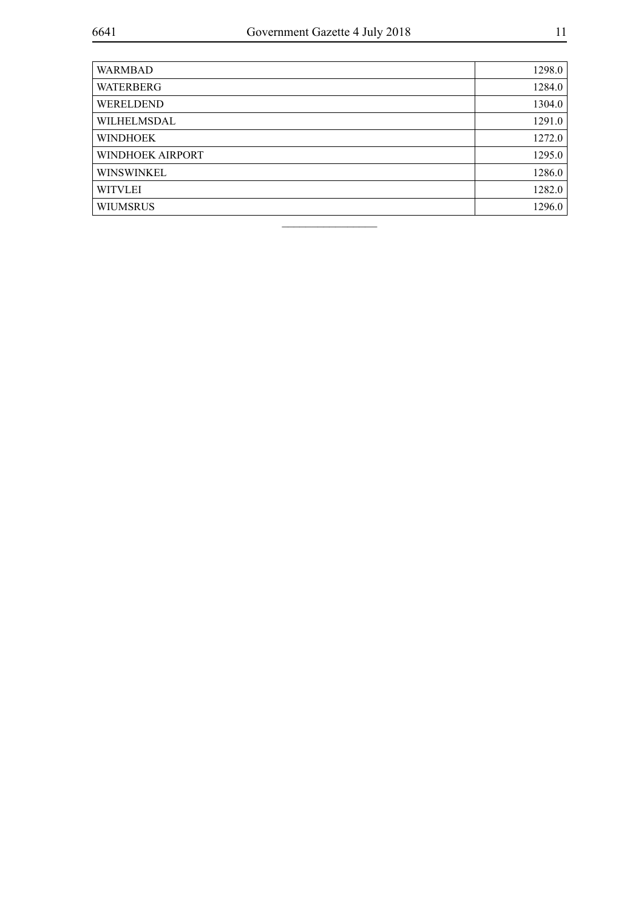| | |
|---|---|
| WARMBAD | 1298.0 |
| WATERBERG | 1284.0 |
| WERELDEND | 1304.0 |
| WILHELMSDAL | 1291.0 |
| WINDHOEK | 1272.0 |
| WINDHOEK AIRPORT | 1295.0 |
| WINSWINKEL | 1286.0 |
| WITVLEI | 1282.0 |
| WIUMSRUS | 1296.0 |